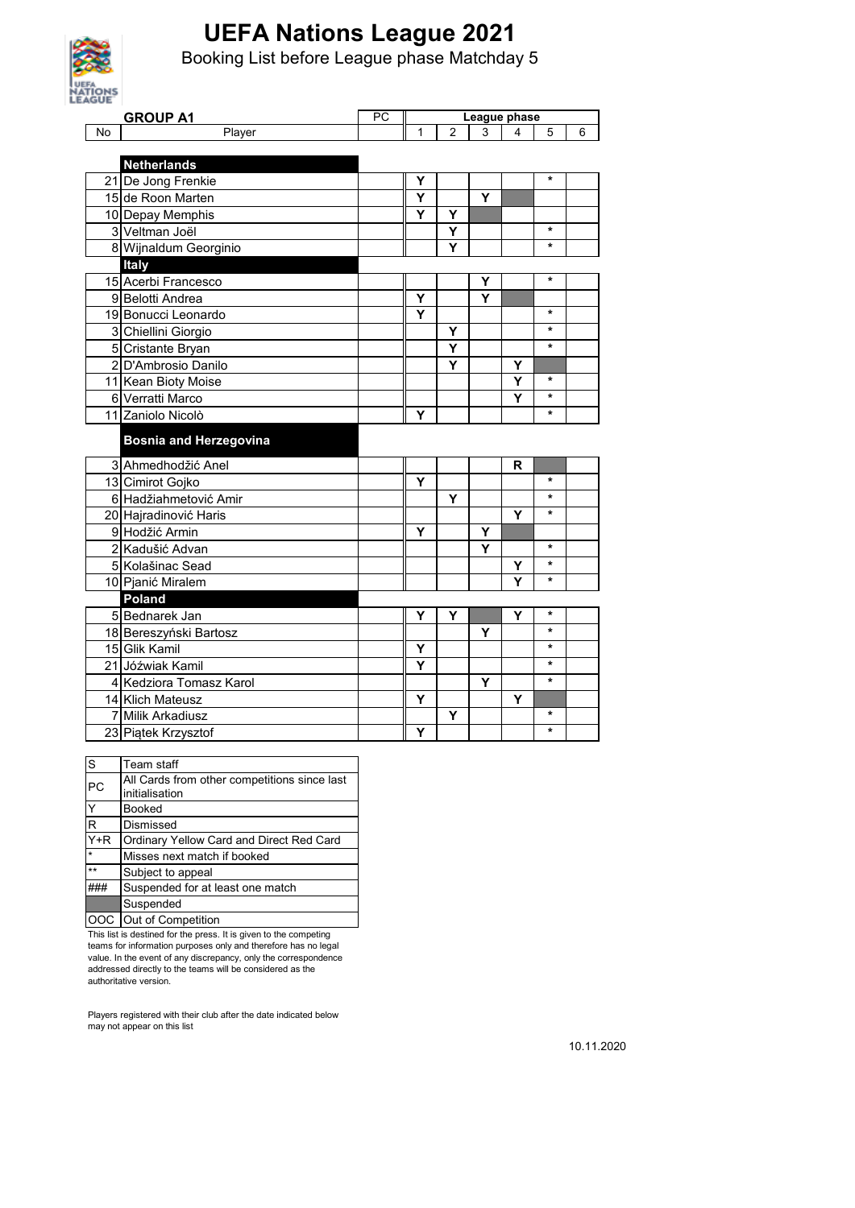# UEFA Nations League 2021

## Booking List before League phase Matchday 5

| No | GROUP A1 / Player | PC | 1 | 2 | 3 | 4 | 5 | 6 |
|---|---|---|---|---|---|---|---|---|
| | **Netherlands** | | | | | | | |
| 21 | De Jong Frenkie | | Y | | | | * | |
| 15 | de Roon Marten | | Y | | Y | | | |
| 10 | Depay Memphis | | Y | Y | | | | |
| 3 | Veltman Joël | | | Y | | | * | |
| 8 | Wijnaldum Georginio | | | Y | | | * | |
| | **Italy** | | | | | | | |
| 15 | Acerbi Francesco | | | | Y | | * | |
| 9 | Belotti Andrea | | Y | | Y | | | |
| 19 | Bonucci Leonardo | | Y | | | | * | |
| 3 | Chiellini Giorgio | | | Y | | | * | |
| 5 | Cristante Bryan | | | Y | | | * | |
| 2 | D'Ambrosio Danilo | | | Y | | Y | | |
| 11 | Kean Bioty Moise | | | | | Y | * | |
| 6 | Verratti Marco | | | | | Y | * | |
| 11 | Zaniolo Nicolò | | Y | | | | * | |
| | **Bosnia and Herzegovina** | | | | | | | |
| 3 | Ahmedhodžić Anel | | | | | R | | |
| 13 | Cimirot Gojko | | Y | | | | * | |
| 6 | Hadžiahmetović Amir | | | Y | | | * | |
| 20 | Hajradinović Haris | | | | | Y | * | |
| 9 | Hodžić Armin | | Y | | Y | | | |
| 2 | Kadušić Advan | | | | Y | | * | |
| 5 | Kolašinac Sead | | | | | Y | * | |
| 10 | Pjanić Miralem | | | | | Y | * | |
| | **Poland** | | | | | | | |
| 5 | Bednarek Jan | | Y | Y | | Y | * | |
| 18 | Bereszyński Bartosz | | | | Y | | * | |
| 15 | Glik Kamil | | Y | | | | * | |
| 21 | Jóźwiak Kamil | | Y | | | | * | |
| 4 | Kedziora Tomasz Karol | | | | Y | | * | |
| 14 | Klich Mateusz | | Y | | | Y | | |
| 7 | Milik Arkadiusz | | | Y | | | * | |
| 23 | Piątek Krzysztof | | Y | | | | * | |

| Code | Meaning |
|---|---|
| S | Team staff |
| PC | All Cards from other competitions since last initialisation |
| Y | Booked |
| R | Dismissed |
| Y+R | Ordinary Yellow Card and Direct Red Card |
| * | Misses next match if booked |
| ** | Subject to appeal |
| ### | Suspended for at least one match |
| (grey) | Suspended |
| OOC | Out of Competition |

This list is destined for the press. It is given to the competing teams for information purposes only and therefore has no legal value. In the event of any discrepancy, only the correspondence addressed directly to the teams will be considered as the authoritative version.

Players registered with their club after the date indicated below may not appear on this list

10.11.2020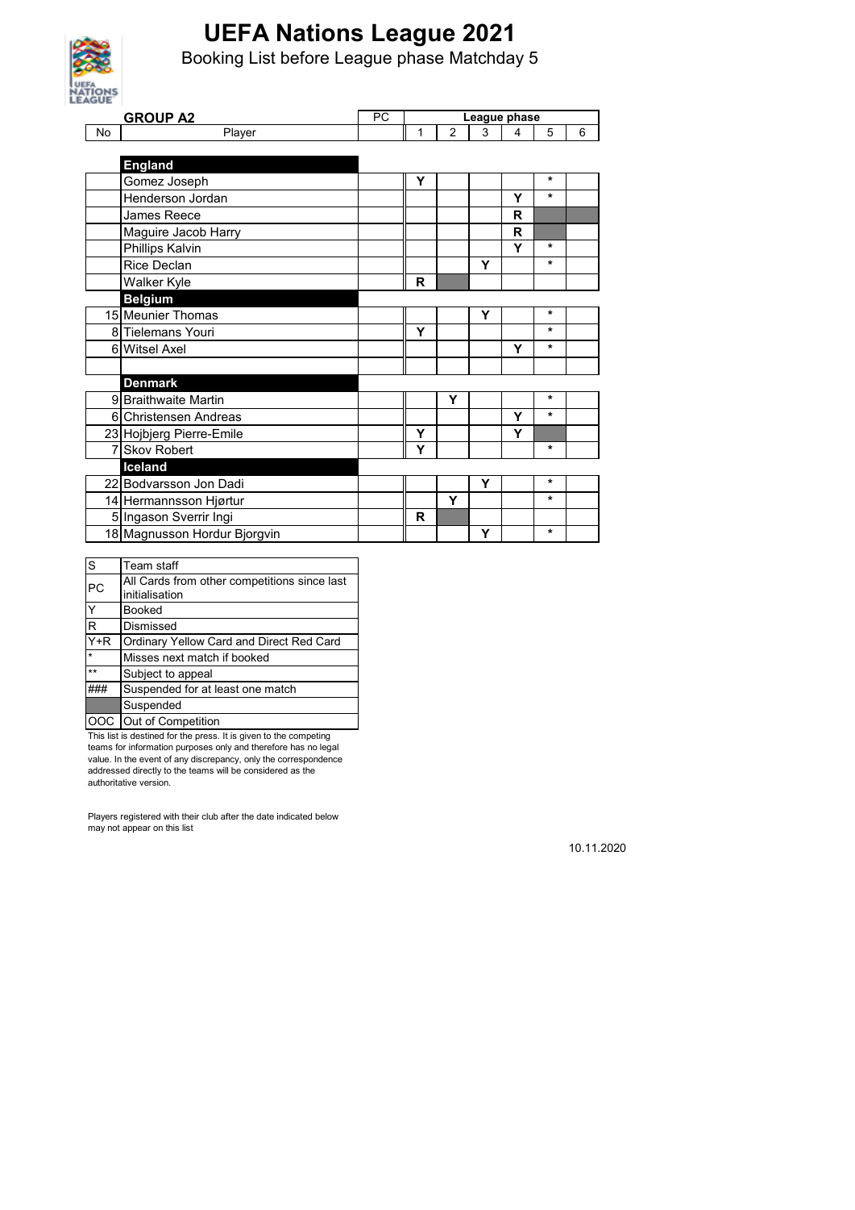# UEFA Nations League 2021

## Booking List before League phase Matchday 5

| No | GROUP A2<br>Player | PC | League phase 1 | 2 | 3 | 4 | 5 | 6 |
|---|---|---|---|---|---|---|---|---|
| | **England** | | | | | | | |
| | Gomez Joseph | | Y | | | | * | |
| | Henderson Jordan | | | | | Y | * | |
| | James Reece | | | | | R | | |
| | Maguire Jacob Harry | | | | | R | | |
| | Phillips Kalvin | | | | | Y | * | |
| | Rice Declan | | | | Y | | * | |
| | Walker Kyle | | R | | | | | |
| | **Belgium** | | | | | | | |
| 15 | Meunier Thomas | | | | Y | | * | |
| 8 | Tielemans Youri | | Y | | | | * | |
| 6 | Witsel Axel | | | | | Y | * | |
| | | | | | | | | |
| | **Denmark** | | | | | | | |
| 9 | Braithwaite Martin | | | Y | | | * | |
| 6 | Christensen Andreas | | | | | Y | * | |
| 23 | Hojbjerg Pierre-Emile | | Y | | | Y | | |
| 7 | Skov Robert | | Y | | | | * | |
| | **Iceland** | | | | | | | |
| 22 | Bodvarsson Jon Dadi | | | | Y | | * | |
| 14 | Hermannsson Hjørtur | | | Y | | | * | |
| 5 | Ingason Sverrir Ingi | | R | | | | | |
| 18 | Magnusson Hordur Bjorgvin | | | | Y | | * | |

| Code | Meaning |
|---|---|
| S | Team staff |
| PC | All Cards from other competitions since last initialisation |
| Y | Booked |
| R | Dismissed |
| Y+R | Ordinary Yellow Card and Direct Red Card |
| * | Misses next match if booked |
| ** | Subject to appeal |
| ### | Suspended for at least one match |
| | Suspended |
| OOC | Out of Competition |

This list is destined for the press. It is given to the competing teams for information purposes only and therefore has no legal value. In the event of any discrepancy, only the correspondence addressed directly to the teams will be considered as the authoritative version.

Players registered with their club after the date indicated below may not appear on this list

10.11.2020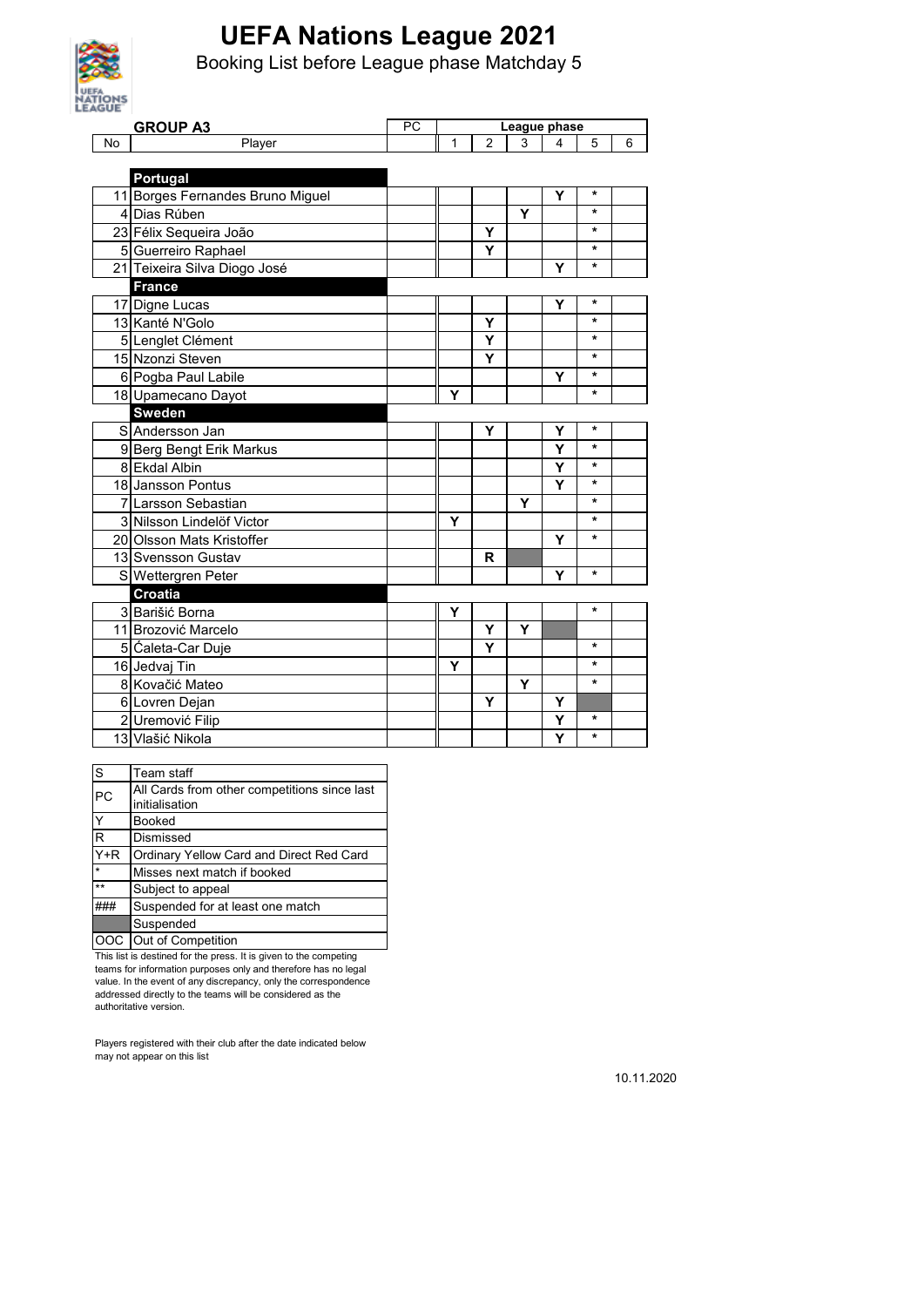# UEFA Nations League 2021

## Booking List before League phase Matchday 5

| No | Player | PC | 1 | 2 | 3 | 4 | 5 | 6 |
|---|---|---|---|---|---|---|---|---|
| | **GROUP A3** | | **League phase** | | | | | |
| | **Portugal** | | | | | | | |
| 11 | Borges Fernandes Bruno Miguel | | | | | Y | * | |
| 4 | Dias Rúben | | | | Y | | * | |
| 23 | Félix Sequeira João | | | Y | | | * | |
| 5 | Guerreiro Raphael | | | Y | | | * | |
| 21 | Teixeira Silva Diogo José | | | | | Y | * | |
| | **France** | | | | | | | |
| 17 | Digne Lucas | | | | | Y | * | |
| 13 | Kanté N'Golo | | | Y | | | * | |
| 5 | Lenglet Clément | | | Y | | | * | |
| 15 | Nzonzi Steven | | | Y | | | * | |
| 6 | Pogba Paul Labile | | | | | Y | * | |
| 18 | Upamecano Dayot | | Y | | | | * | |
| | **Sweden** | | | | | | | |
| S | Andersson Jan | | | Y | | Y | * | |
| 9 | Berg Bengt Erik Markus | | | | | Y | * | |
| 8 | Ekdal Albin | | | | | Y | * | |
| 18 | Jansson Pontus | | | | | Y | * | |
| 7 | Larsson Sebastian | | | | Y | | * | |
| 3 | Nilsson Lindelöf Victor | | Y | | | | * | |
| 20 | Olsson Mats Kristoffer | | | | | Y | * | |
| 13 | Svensson Gustav | | | R | Suspended | | | |
| S | Wettergren Peter | | | | | Y | * | |
| | **Croatia** | | | | | | | |
| 3 | Barišić Borna | | Y | | | | * | |
| 11 | Brozović Marcelo | | | Y | Y | Suspended | | |
| 5 | Ćaleta-Car Duje | | | Y | | | * | |
| 16 | Jedvaj Tin | | Y | | | | * | |
| 8 | Kovačić Mateo | | | | Y | | * | |
| 6 | Lovren Dejan | | | Y | | Y | Suspended | |
| 2 | Uremović Filip | | | | | Y | * | |
| 13 | Vlašić Nikola | | | | | Y | * | |

| | |
|---|---|
| S | Team staff |
| PC | All Cards from other competitions since last initialisation |
| Y | Booked |
| R | Dismissed |
| Y+R | Ordinary Yellow Card and Direct Red Card |
| * | Misses next match if booked |
| ** | Subject to appeal |
| ### | Suspended for at least one match |
| (shaded) | Suspended |
| OOC | Out of Competition |

This list is destined for the press. It is given to the competing teams for information purposes only and therefore has no legal value. In the event of any discrepancy, only the correspondence addressed directly to the teams will be considered as the authoritative version.

Players registered with their club after the date indicated below may not appear on this list

10.11.2020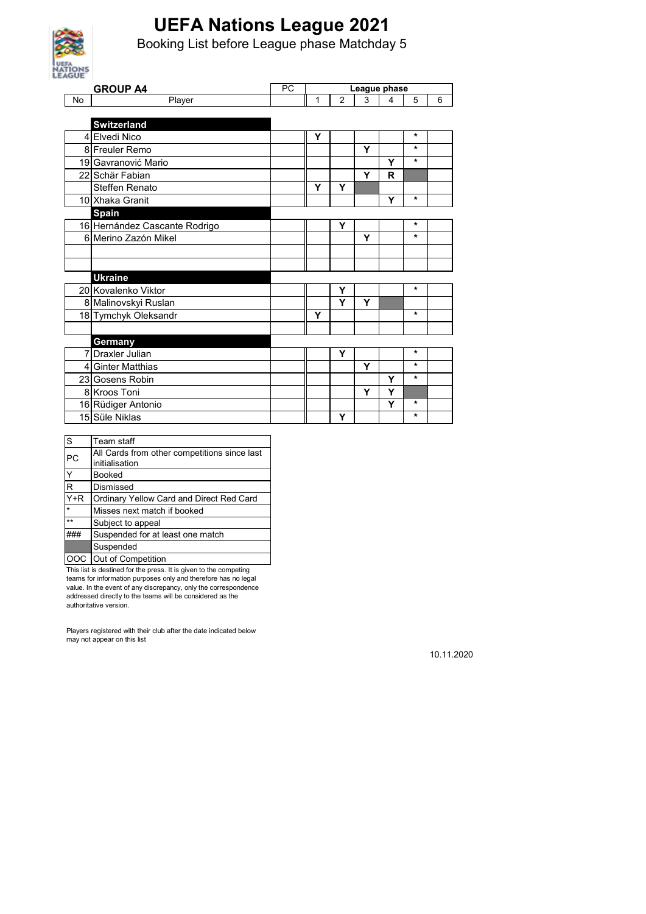# UEFA Nations League 2021

## Booking List before League phase Matchday 5

**GROUP A4**

| No | Player | PC | 1 | 2 | 3 | 4 | 5 | 6 |
|---|---|---|---|---|---|---|---|---|
| | **Switzerland** | | | | | | | |
| 4 | Elvedi Nico | | Y | | | | * | |
| 8 | Freuler Remo | | | | Y | | * | |
| 19 | Gavranović Mario | | | | | Y | * | |
| 22 | Schär Fabian | | | | Y | R | Suspended | |
| | Steffen Renato | | Y | Y | Suspended | | | |
| 10 | Xhaka Granit | | | | | Y | * | |
| | **Spain** | | | | | | | |
| 16 | Hernández Cascante Rodrigo | | | Y | | | * | |
| 6 | Merino Zazón Mikel | | | | Y | | * | |
| | | | | | | | | |
| | | | | | | | | |
| | **Ukraine** | | | | | | | |
| 20 | Kovalenko Viktor | | | Y | | | * | |
| 8 | Malinovskyi Ruslan | | | Y | Y | Suspended | | |
| 18 | Tymchyk Oleksandr | | Y | | | | * | |
| | | | | | | | | |
| | **Germany** | | | | | | | |
| 7 | Draxler Julian | | | Y | | | * | |
| 4 | Ginter Matthias | | | | Y | | * | |
| 23 | Gosens Robin | | | | | Y | * | |
| 8 | Kroos Toni | | | | Y | Y | Suspended | |
| 16 | Rüdiger Antonio | | | | | Y | * | |
| 15 | Süle Niklas | | | Y | | | * | |

| | |
|---|---|
| S | Team staff |
| PC | All Cards from other competitions since last initialisation |
| Y | Booked |
| R | Dismissed |
| Y+R | Ordinary Yellow Card and Direct Red Card |
| * | Misses next match if booked |
| ** | Subject to appeal |
| ### | Suspended for at least one match |
| (shaded) | Suspended |
| OOC | Out of Competition |

This list is destined for the press. It is given to the competing teams for information purposes only and therefore has no legal value. In the event of any discrepancy, only the correspondence addressed directly to the teams will be considered as the authoritative version.

Players registered with their club after the date indicated below may not appear on this list

10.11.2020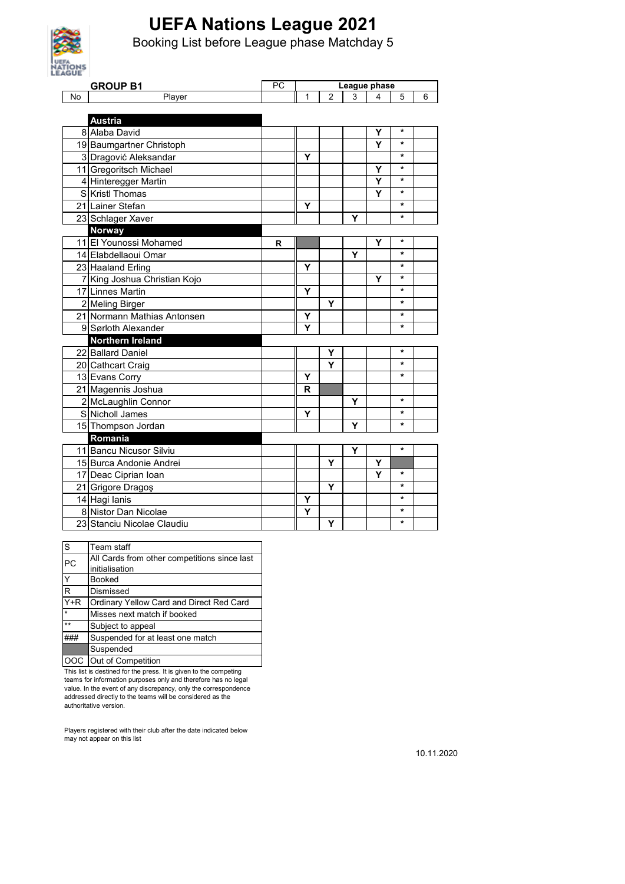# UEFA Nations League 2021

## Booking List before League phase Matchday 5

| No | GROUP B1 Player | PC | League phase 1 | 2 | 3 | 4 | 5 | 6 |
|---|---|---|---|---|---|---|---|---|
| | **Austria** | | | | | | | |
| 8 | Alaba David | | | | | Y | * | |
| 19 | Baumgartner Christoph | | | | | Y | * | |
| 3 | Dragović Aleksandar | | Y | | | | * | |
| 11 | Gregoritsch Michael | | | | | Y | * | |
| 4 | Hinteregger Martin | | | | | Y | * | |
| S | Kristl Thomas | | | | | Y | * | |
| 21 | Lainer Stefan | | Y | | | | * | |
| 23 | Schlager Xaver | | | | Y | | * | |
| | **Norway** | | | | | | | |
| 11 | El Younossi Mohamed | R | (Suspended) | | | Y | * | |
| 14 | Elabdellaoui Omar | | | | Y | | * | |
| 23 | Haaland Erling | | Y | | | | * | |
| 7 | King Joshua Christian Kojo | | | | | Y | * | |
| 17 | Linnes Martin | | Y | | | | * | |
| 2 | Meling Birger | | | Y | | | * | |
| 21 | Normann Mathias Antonsen | | Y | | | | * | |
| 9 | Sørloth Alexander | | Y | | | | * | |
| | **Northern Ireland** | | | | | | | |
| 22 | Ballard Daniel | | | Y | | | * | |
| 20 | Cathcart Craig | | | Y | | | * | |
| 13 | Evans Corry | | Y | | | | * | |
| 21 | Magennis Joshua | | R | (Suspended) | | | | |
| 2 | McLaughlin Connor | | | | Y | | * | |
| S | Nicholl James | | Y | | | | * | |
| 15 | Thompson Jordan | | | | Y | | * | |
| | **Romania** | | | | | | | |
| 11 | Bancu Nicusor Silviu | | | | Y | | * | |
| 15 | Burca Andonie Andrei | | | Y | | Y | (Suspended) | |
| 17 | Deac Ciprian Ioan | | | | | Y | * | |
| 21 | Grigore Dragoş | | | Y | | | * | |
| 14 | Hagi Ianis | | Y | | | | * | |
| 8 | Nistor Dan Nicolae | | Y | | | | * | |
| 23 | Stanciu Nicolae Claudiu | | | Y | | | * | |

| Code | Meaning |
|---|---|
| S | Team staff |
| PC | All Cards from other competitions since last initialisation |
| Y | Booked |
| R | Dismissed |
| Y+R | Ordinary Yellow Card and Direct Red Card |
| * | Misses next match if booked |
| ** | Subject to appeal |
| ### | Suspended for at least one match |
| (shaded) | Suspended |
| OOC | Out of Competition |

This list is destined for the press. It is given to the competing teams for information purposes only and therefore has no legal value. In the event of any discrepancy, only the correspondence addressed directly to the teams will be considered as the authoritative version.

Players registered with their club after the date indicated below may not appear on this list

10.11.2020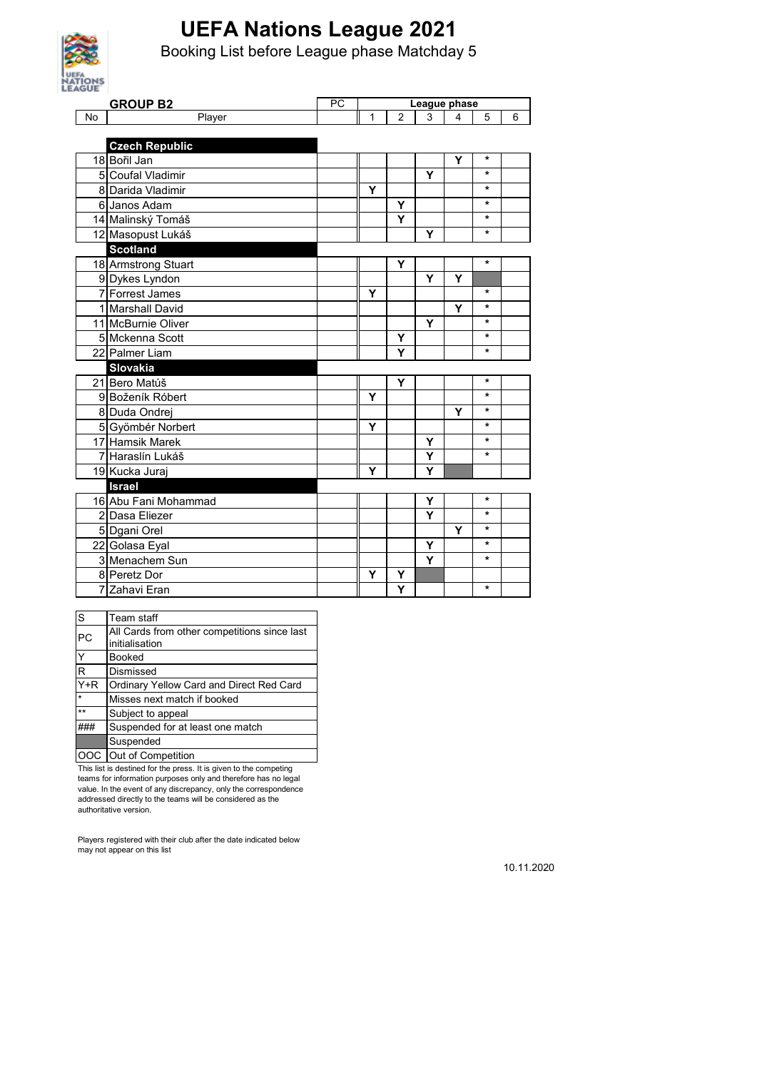# UEFA Nations League 2021

## Booking List before League phase Matchday 5

| No | GROUP B2<br>Player | PC | League phase<br>1 | 2 | 3 | 4 | 5 | 6 |
|---|---|---|---|---|---|---|---|---|
| | **Czech Republic** | | | | | | | |
| 18 | Bořil Jan | | | | | Y | * | |
| 5 | Coufal Vladimir | | | | Y | | * | |
| 8 | Darida Vladimir | | Y | | | | * | |
| 6 | Janos Adam | | | Y | | | * | |
| 14 | Malinský Tomáš | | | Y | | | * | |
| 12 | Masopust Lukáš | | | | Y | | * | |
| | **Scotland** | | | | | | | |
| 18 | Armstrong Stuart | | | Y | | | * | |
| 9 | Dykes Lyndon | | | | Y | Y | Suspended | |
| 7 | Forrest James | | Y | | | | * | |
| 1 | Marshall David | | | | | Y | * | |
| 11 | McBurnie Oliver | | | | Y | | * | |
| 5 | Mckenna Scott | | | Y | | | * | |
| 22 | Palmer Liam | | | Y | | | * | |
| | **Slovakia** | | | | | | | |
| 21 | Bero Matúš | | | Y | | | * | |
| 9 | Boženík Róbert | | Y | | | | * | |
| 8 | Duda Ondrej | | | | | Y | * | |
| 5 | Gyömbér Norbert | | Y | | | | * | |
| 17 | Hamsik Marek | | | | Y | | * | |
| 7 | Haraslín Lukáš | | | | Y | | * | |
| 19 | Kucka Juraj | | Y | | Y | Suspended | | |
| | **Israel** | | | | | | | |
| 16 | Abu Fani Mohammad | | | | Y | | * | |
| 2 | Dasa Eliezer | | | | Y | | * | |
| 5 | Dgani Orel | | | | | Y | * | |
| 22 | Golasa Eyal | | | | Y | | * | |
| 3 | Menachem Sun | | | | Y | | * | |
| 8 | Peretz Dor | | Y | Y | Suspended | | | |
| 7 | Zahavi Eran | | | Y | | | * | |

| | |
|---|---|
| S | Team staff |
| PC | All Cards from other competitions since last initialisation |
| Y | Booked |
| R | Dismissed |
| Y+R | Ordinary Yellow Card and Direct Red Card |
| * | Misses next match if booked |
| ** | Subject to appeal |
| ### | Suspended for at least one match |
| (grey) | Suspended |
| OOC | Out of Competition |

This list is destined for the press. It is given to the competing teams for information purposes only and therefore has no legal value. In the event of any discrepancy, only the correspondence addressed directly to the teams will be considered as the authoritative version.

Players registered with their club after the date indicated below may not appear on this list

10.11.2020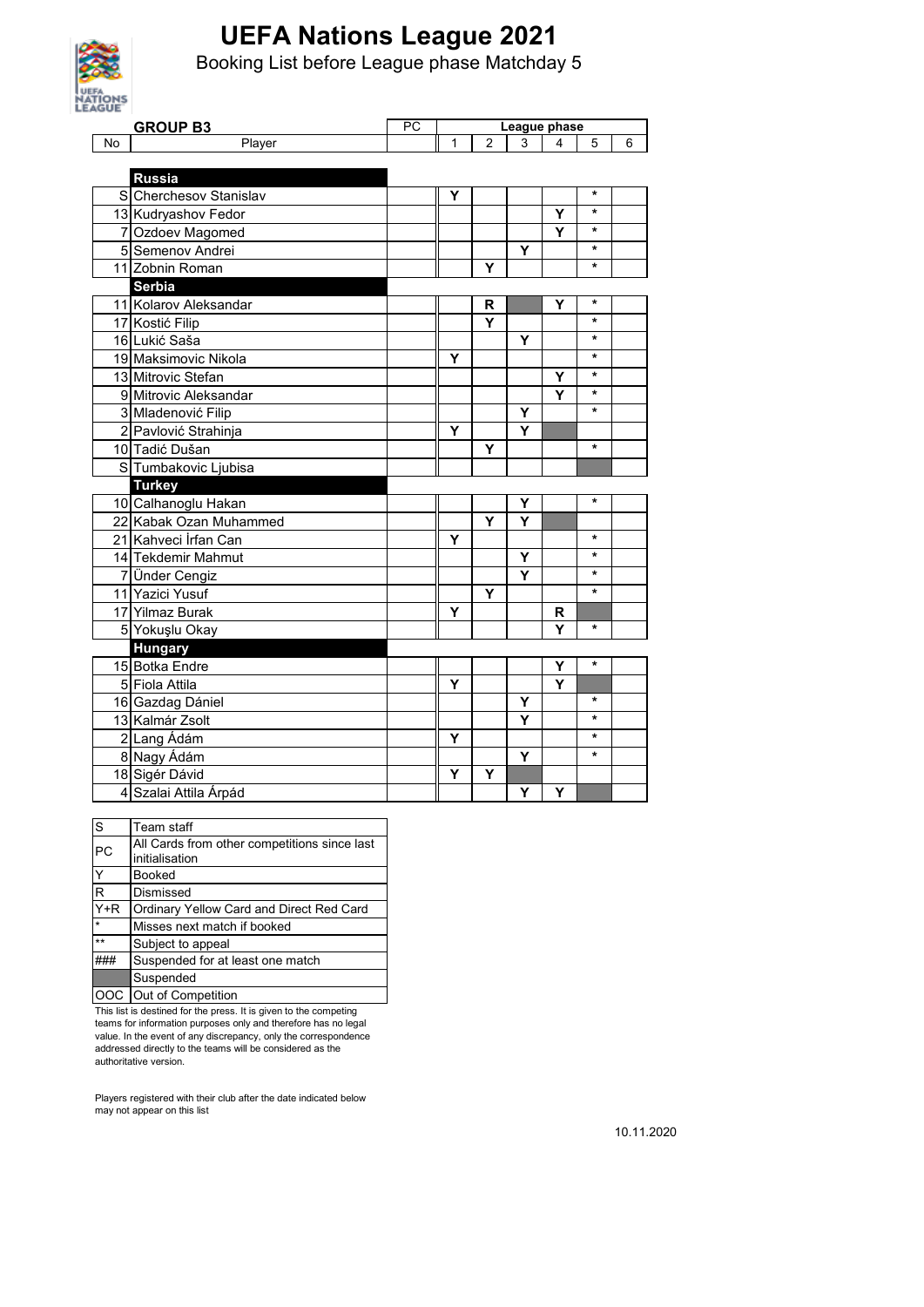# UEFA Nations League 2021

## Booking List before League phase Matchday 5

| No | GROUP B3 Player | PC | League phase 1 | 2 | 3 | 4 | 5 | 6 |
|---|---|---|---|---|---|---|---|---|
| | **Russia** | | | | | | | |
| S | Cherchesov Stanislav | | Y | | | | * | |
| 13 | Kudryashov Fedor | | | | | Y | * | |
| 7 | Ozdoev Magomed | | | | | Y | * | |
| 5 | Semenov Andrei | | | | Y | | * | |
| 11 | Zobnin Roman | | | Y | | | * | |
| | **Serbia** | | | | | | | |
| 11 | Kolarov Aleksandar | | | R | | Y | * | |
| 17 | Kostić Filip | | | Y | | | * | |
| 16 | Lukić Saša | | | | Y | | * | |
| 19 | Maksimovic Nikola | | Y | | | | * | |
| 13 | Mitrovic Stefan | | | | | Y | * | |
| 9 | Mitrovic Aleksandar | | | | | Y | * | |
| 3 | Mladenović Filip | | | | Y | | * | |
| 2 | Pavlović Strahinja | | Y | | Y | | | |
| 10 | Tadić Dušan | | | Y | | | * | |
| S | Tumbakovic Ljubisa | | | | | | | |
| | **Turkey** | | | | | | | |
| 10 | Calhanoglu Hakan | | | | Y | | * | |
| 22 | Kabak Ozan Muhammed | | | Y | Y | | | |
| 21 | Kahveci İrfan Can | | Y | | | | * | |
| 14 | Tekdemir Mahmut | | | | Y | | * | |
| 7 | Ünder Cengiz | | | | Y | | * | |
| 11 | Yazici Yusuf | | | Y | | | * | |
| 17 | Yilmaz Burak | | Y | | | R | | |
| 5 | Yokuşlu Okay | | | | | Y | * | |
| | **Hungary** | | | | | | | |
| 15 | Botka Endre | | | | | Y | * | |
| 5 | Fiola Attila | | Y | | | Y | | |
| 16 | Gazdag Dániel | | | | Y | | * | |
| 13 | Kalmár Zsolt | | | | Y | | * | |
| 2 | Lang Ádám | | Y | | | | * | |
| 8 | Nagy Ádám | | | | Y | | * | |
| 18 | Sigér Dávid | | Y | Y | | | | |
| 4 | Szalai Attila Árpád | | | | Y | Y | | |

| Code | Description |
|---|---|
| S | Team staff |
| PC | All Cards from other competitions since last initialisation |
| Y | Booked |
| R | Dismissed |
| Y+R | Ordinary Yellow Card and Direct Red Card |
| * | Misses next match if booked |
| ** | Subject to appeal |
| ### | Suspended for at least one match |
| | Suspended |
| OOC | Out of Competition |

This list is destined for the press. It is given to the competing teams for information purposes only and therefore has no legal value. In the event of any discrepancy, only the correspondence addressed directly to the teams will be considered as the authoritative version.

Players registered with their club after the date indicated below may not appear on this list

10.11.2020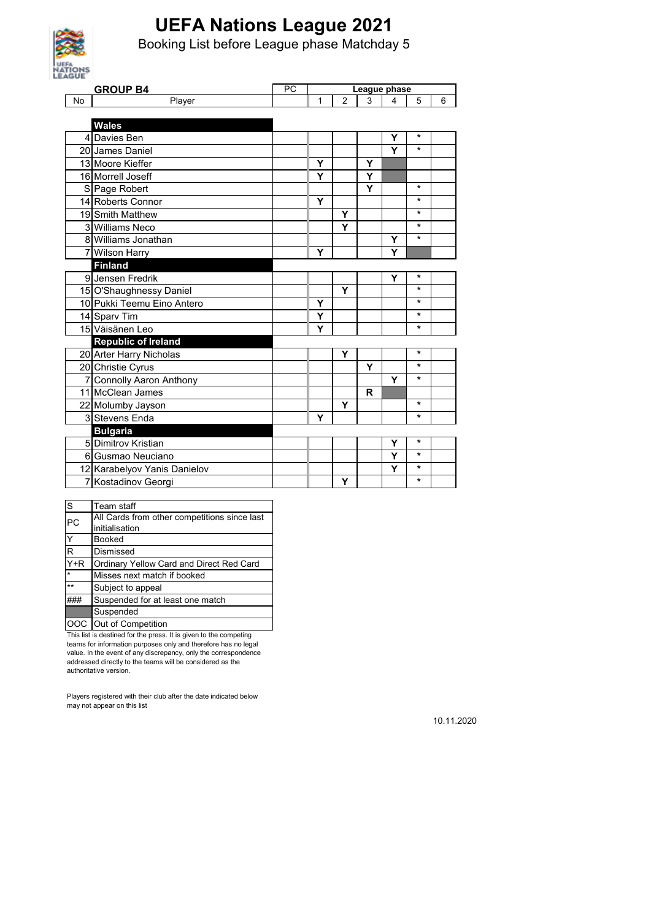# UEFA Nations League 2021

## Booking List before League phase Matchday 5

| No | GROUP B4 Player | PC | League phase 1 | 2 | 3 | 4 | 5 | 6 |
|---|---|---|---|---|---|---|---|---|
| | **Wales** | | | | | | | |
| 4 | Davies Ben | | | | | Y | * | |
| 20 | James Daniel | | | | | Y | * | |
| 13 | Moore Kieffer | | Y | | Y | | | |
| 16 | Morrell Joseff | | Y | | Y | | | |
| S | Page Robert | | | | Y | | * | |
| 14 | Roberts Connor | | Y | | | | * | |
| 19 | Smith Matthew | | | Y | | | * | |
| 3 | Williams Neco | | | Y | | | * | |
| 8 | Williams Jonathan | | | | | Y | * | |
| 7 | Wilson Harry | | Y | | | Y | | |
| | **Finland** | | | | | | | |
| 9 | Jensen Fredrik | | | | | Y | * | |
| 15 | O'Shaughnessy Daniel | | | Y | | | * | |
| 10 | Pukki Teemu Eino Antero | | Y | | | | * | |
| 14 | Sparv Tim | | Y | | | | * | |
| 15 | Väisänen Leo | | Y | | | | * | |
| | **Republic of Ireland** | | | | | | | |
| 20 | Arter Harry Nicholas | | | Y | | | * | |
| 20 | Christie Cyrus | | | | Y | | * | |
| 7 | Connolly Aaron Anthony | | | | | Y | * | |
| 11 | McClean James | | | | R | | | |
| 22 | Molumby Jayson | | | Y | | | * | |
| 3 | Stevens Enda | | Y | | | | * | |
| | **Bulgaria** | | | | | | | |
| 5 | Dimitrov Kristian | | | | | Y | * | |
| 6 | Gusmao Neuciano | | | | | Y | * | |
| 12 | Karabelyov Yanis Danielov | | | | | Y | * | |
| 7 | Kostadinov Georgi | | | Y | | | * | |

| Code | Meaning |
|---|---|
| S | Team staff |
| PC | All Cards from other competitions since last initialisation |
| Y | Booked |
| R | Dismissed |
| Y+R | Ordinary Yellow Card and Direct Red Card |
| * | Misses next match if booked |
| ** | Subject to appeal |
| ### | Suspended for at least one match |
| (shaded) | Suspended |
| OOC | Out of Competition |

This list is destined for the press. It is given to the competing teams for information purposes only and therefore has no legal value. In the event of any discrepancy, only the correspondence addressed directly to the teams will be considered as the authoritative version.

Players registered with their club after the date indicated below may not appear on this list

10.11.2020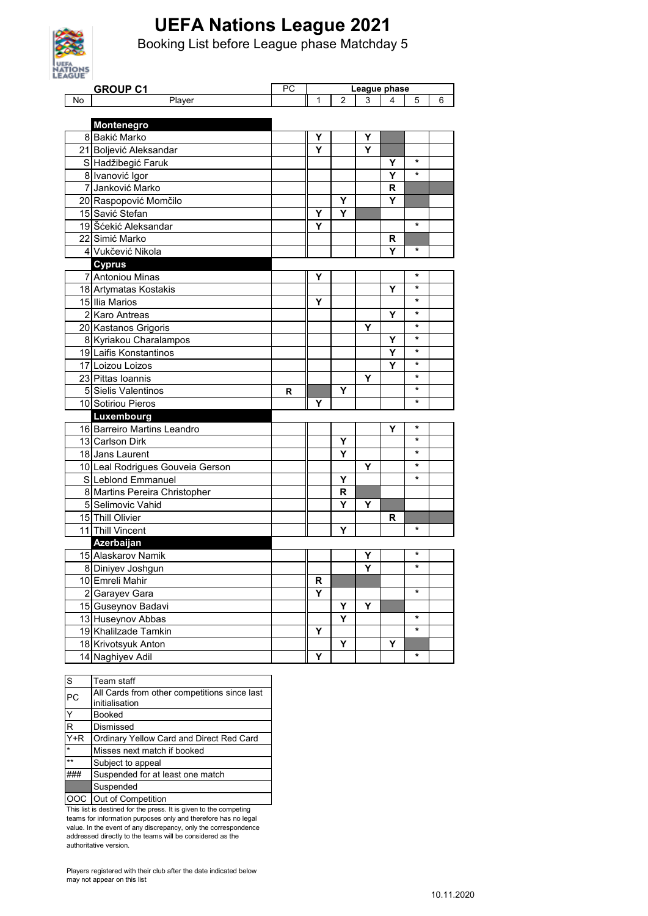# UEFA Nations League 2021

Booking List before League phase Matchday 5

| No | GROUP C1 Player | PC | League phase 1 | 2 | 3 | 4 | 5 | 6 |
|---|---|---|---|---|---|---|---|---|
| | **Montenegro** | | | | | | | |
| 8 | Bakić Marko | | Y | | Y | | | |
| 21 | Boljević Aleksandar | | Y | | Y | | | |
| S | Hadžibegić Faruk | | | | | Y | * | |
| 8 | Ivanović Igor | | | | | Y | * | |
| 7 | Janković Marko | | | | | R | | |
| 20 | Raspopović Momčilo | | | Y | | Y | | |
| 15 | Savić Stefan | | Y | Y | | | | |
| 19 | Šćekić Aleksandar | | Y | | | | * | |
| 22 | Simić Marko | | | | | R | | |
| 4 | Vukčević Nikola | | | | | Y | * | |
| | **Cyprus** | | | | | | | |
| 7 | Antoniou Minas | | Y | | | | * | |
| 18 | Artymatas Kostakis | | | | | Y | * | |
| 15 | Ilia Marios | | Y | | | | * | |
| 2 | Karo Antreas | | | | | Y | * | |
| 20 | Kastanos Grigoris | | | | Y | | * | |
| 8 | Kyriakou Charalampos | | | | | Y | * | |
| 19 | Laifis Konstantinos | | | | | Y | * | |
| 17 | Loizou Loizos | | | | | Y | * | |
| 23 | Pittas Ioannis | | | | Y | | * | |
| 5 | Sielis Valentinos | R | | Y | | | * | |
| 10 | Sotiriou Pieros | | Y | | | | * | |
| | **Luxembourg** | | | | | | | |
| 16 | Barreiro Martins Leandro | | | | | Y | * | |
| 13 | Carlson Dirk | | | Y | | | * | |
| 18 | Jans Laurent | | | Y | | | * | |
| 10 | Leal Rodrigues Gouveia Gerson | | | | Y | | * | |
| S | Leblond Emmanuel | | | Y | | | * | |
| 8 | Martins Pereira Christopher | | | R | | | | |
| 5 | Selimovic Vahid | | | Y | Y | | | |
| 15 | Thill Olivier | | | | | R | | |
| 11 | Thill Vincent | | | Y | | | * | |
| | **Azerbaijan** | | | | | | | |
| 15 | Alaskarov Namik | | | | Y | | * | |
| 8 | Diniyev Joshgun | | | | Y | | * | |
| 10 | Emreli Mahir | | R | | | | | |
| 2 | Garayev Gara | | Y | | | | * | |
| 15 | Guseynov Badavi | | | Y | Y | | | |
| 13 | Huseynov Abbas | | | Y | | | * | |
| 19 | Khalilzade Tamkin | | Y | | | | * | |
| 18 | Krivotsyuk Anton | | | Y | | Y | | |
| 14 | Naghiyev Adil | | Y | | | | * | |

| Code | Meaning |
|---|---|
| S | Team staff |
| PC | All Cards from other competitions since last initialisation |
| Y | Booked |
| R | Dismissed |
| Y+R | Ordinary Yellow Card and Direct Red Card |
| * | Misses next match if booked |
| ** | Subject to appeal |
| ### | Suspended for at least one match |
| | Suspended |
| OOC | Out of Competition |

This list is destined for the press. It is given to the competing teams for information purposes only and therefore has no legal value. In the event of any discrepancy, only the correspondence addressed directly to the teams will be considered as the authoritative version.

Players registered with their club after the date indicated below may not appear on this list

10.11.2020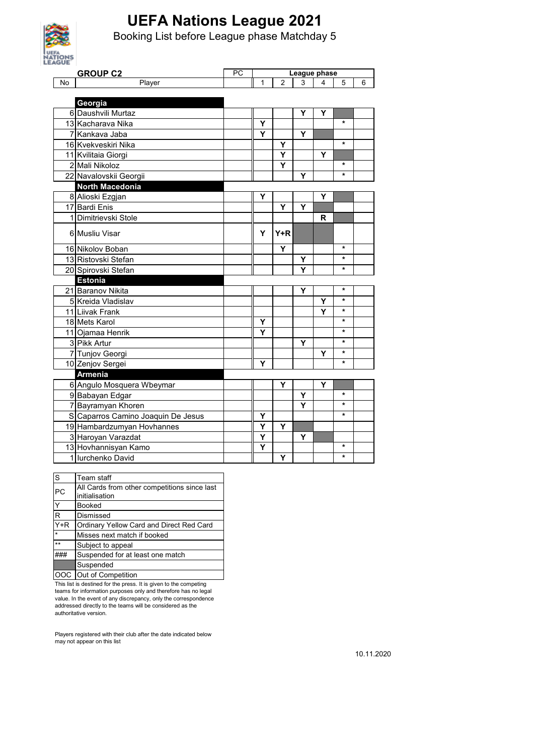# UEFA Nations League 2021

Booking List before League phase Matchday 5

| No | GROUP C2 Player | PC | League phase 1 | 2 | 3 | 4 | 5 | 6 |
|---|---|---|---|---|---|---|---|---|
| | **Georgia** | | | | | | | |
| 6 | Daushvili Murtaz | | | | Y | Y | | |
| 13 | Kacharava Nika | | Y | | | | * | |
| 7 | Kankava Jaba | | Y | | Y | | | |
| 16 | Kvekveskiri Nika | | | Y | | | * | |
| 11 | Kvilitaia Giorgi | | | Y | | Y | | |
| 2 | Mali Nikoloz | | | Y | | | * | |
| 22 | Navalovskii Georgii | | | | Y | | * | |
| | **North Macedonia** | | | | | | | |
| 8 | Alioski Ezgjan | | Y | | | Y | | |
| 17 | Bardi Enis | | | Y | Y | | | |
| 1 | Dimitrievski Stole | | | | | R | | |
| 6 | Musliu Visar | | Y | Y+R | | | | |
| 16 | Nikolov Boban | | | Y | | | * | |
| 13 | Ristovski Stefan | | | | Y | | * | |
| 20 | Spirovski Stefan | | | | Y | | * | |
| | **Estonia** | | | | | | | |
| 21 | Baranov Nikita | | | | Y | | * | |
| 5 | Kreida Vladislav | | | | | Y | * | |
| 11 | Liivak Frank | | | | | Y | * | |
| 18 | Mets Karol | | Y | | | | * | |
| 11 | Ojamaa Henrik | | Y | | | | * | |
| 3 | Pikk Artur | | | | Y | | * | |
| 7 | Tunjov Georgi | | | | | Y | * | |
| 10 | Zenjov Sergei | | Y | | | | * | |
| | **Armenia** | | | | | | | |
| 6 | Angulo Mosquera Wbeymar | | | Y | | Y | | |
| 9 | Babayan Edgar | | | | Y | | * | |
| 7 | Bayramyan Khoren | | | | Y | | * | |
| S | Caparros Camino Joaquin De Jesus | | Y | | | | * | |
| 19 | Hambardzumyan Hovhannes | | Y | Y | | | | |
| 3 | Haroyan Varazdat | | Y | | Y | | | |
| 13 | Hovhannisyan Kamo | | Y | | | | * | |
| 1 | Iurchenko David | | | Y | | | * | |

| | |
|---|---|
| S | Team staff |
| PC | All Cards from other competitions since last initialisation |
| Y | Booked |
| R | Dismissed |
| Y+R | Ordinary Yellow Card and Direct Red Card |
| * | Misses next match if booked |
| ** | Subject to appeal |
| ### | Suspended for at least one match |
| | Suspended |
| OOC | Out of Competition |

This list is destined for the press. It is given to the competing teams for information purposes only and therefore has no legal value. In the event of any discrepancy, only the correspondence addressed directly to the teams will be considered as the authoritative version.

Players registered with their club after the date indicated below may not appear on this list

10.11.2020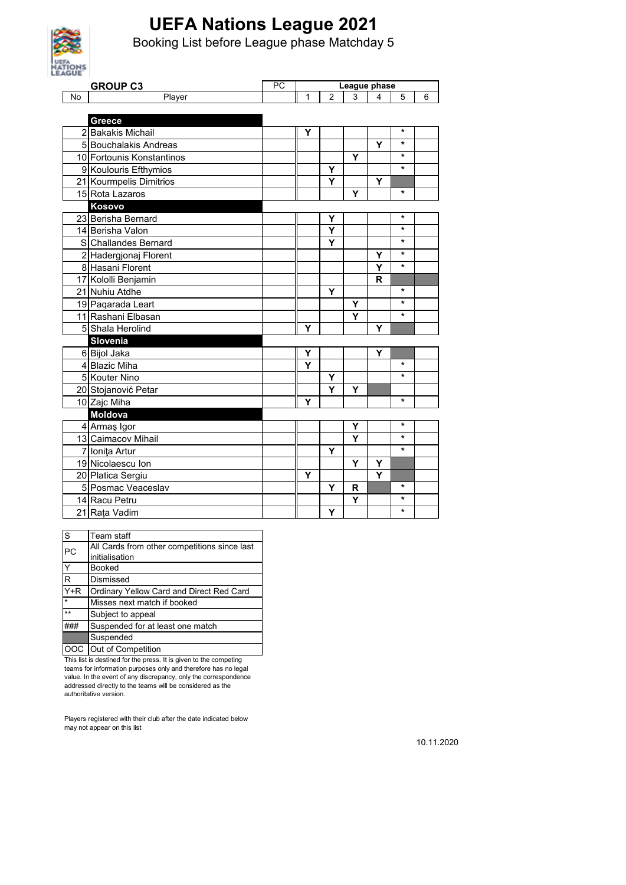# UEFA Nations League 2021

## Booking List before League phase Matchday 5

| No | GROUP C3 / Player | PC | League phase 1 | 2 | 3 | 4 | 5 | 6 |
|---|---|---|---|---|---|---|---|---|
| | **Greece** | | | | | | | |
| 2 | Bakakis Michail | | Y | | | | * | |
| 5 | Bouchalakis Andreas | | | | | Y | * | |
| 10 | Fortounis Konstantinos | | | | Y | | * | |
| 9 | Koulouris Efthymios | | | Y | | | * | |
| 21 | Kourmpelis Dimitrios | | | Y | | Y | | |
| 15 | Rota Lazaros | | | | Y | | * | |
| | **Kosovo** | | | | | | | |
| 23 | Berisha Bernard | | | Y | | | * | |
| 14 | Berisha Valon | | | Y | | | * | |
| S | Challandes Bernard | | | Y | | | * | |
| 2 | Hadergjonaj Florent | | | | | Y | * | |
| 8 | Hasani Florent | | | | | Y | * | |
| 17 | Kololli Benjamin | | | | | R | | |
| 21 | Nuhiu Atdhe | | | Y | | | * | |
| 19 | Paqarada Leart | | | | Y | | * | |
| 11 | Rashani Elbasan | | | | Y | | * | |
| 5 | Shala Herolind | | Y | | | Y | | |
| | **Slovenia** | | | | | | | |
| 6 | Bijol Jaka | | Y | | | Y | | |
| 4 | Blazic Miha | | Y | | | | * | |
| 5 | Kouter Nino | | | Y | | | * | |
| 20 | Stojanović Petar | | | Y | Y | | | |
| 10 | Zajc Miha | | Y | | | | * | |
| | **Moldova** | | | | | | | |
| 4 | Armaş Igor | | | | Y | | * | |
| 13 | Caimacov Mihail | | | | Y | | * | |
| 7 | Ioniţa Artur | | | Y | | | * | |
| 19 | Nicolaescu Ion | | | | Y | Y | | |
| 20 | Platica Sergiu | | Y | | | Y | | |
| 5 | Posmac Veaceslav | | | Y | R | | * | |
| 14 | Racu Petru | | | | Y | | * | |
| 21 | Raţa Vadim | | | Y | | | * | |

| | |
|---|---|
| S | Team staff |
| PC | All Cards from other competitions since last initialisation |
| Y | Booked |
| R | Dismissed |
| Y+R | Ordinary Yellow Card and Direct Red Card |
| * | Misses next match if booked |
| ** | Subject to appeal |
| ### | Suspended for at least one match |
| (shaded) | Suspended |
| OOC | Out of Competition |

This list is destined for the press. It is given to the competing teams for information purposes only and therefore has no legal value. In the event of any discrepancy, only the correspondence addressed directly to the teams will be considered as the authoritative version.

Players registered with their club after the date indicated below may not appear on this list

10.11.2020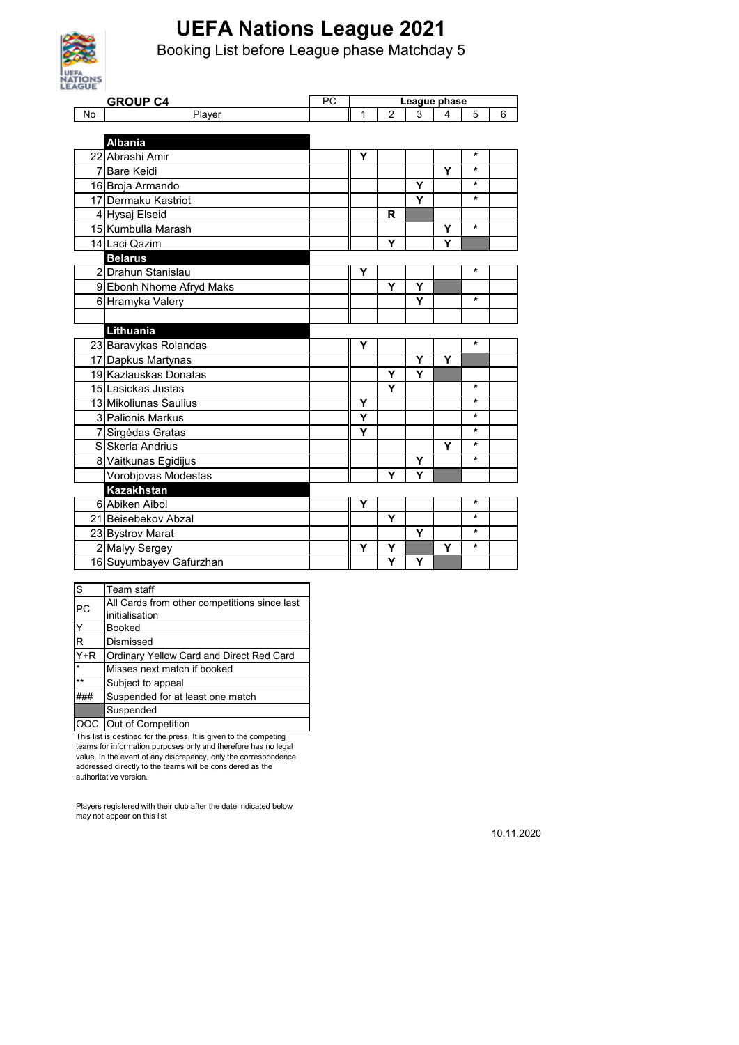# UEFA Nations League 2021

Booking List before League phase Matchday 5

| No | GROUP C4 Player | PC | League phase 1 | 2 | 3 | 4 | 5 | 6 |
|---|---|---|---|---|---|---|---|---|
| | **Albania** | | | | | | | |
| 22 | Abrashi Amir | | Y | | | | * | |
| 7 | Bare Keidi | | | | | Y | * | |
| 16 | Broja Armando | | | | Y | | * | |
| 17 | Dermaku Kastriot | | | | Y | | * | |
| 4 | Hysaj Elseid | | | R | | | | |
| 15 | Kumbulla Marash | | | | | Y | * | |
| 14 | Laci Qazim | | | Y | | Y | | |
| | **Belarus** | | | | | | | |
| 2 | Drahun Stanislau | | Y | | | | * | |
| 9 | Ebonh Nhome Afryd Maks | | | Y | Y | | | |
| 6 | Hramyka Valery | | | | Y | | * | |
| | | | | | | | | |
| | **Lithuania** | | | | | | | |
| 23 | Baravykas Rolandas | | Y | | | | * | |
| 17 | Dapkus Martynas | | | | Y | Y | | |
| 19 | Kazlauskas Donatas | | | Y | Y | | | |
| 15 | Lasickas Justas | | | Y | | | * | |
| 13 | Mikoliunas Saulius | | Y | | | | * | |
| 3 | Palionis Markus | | Y | | | | * | |
| 7 | Sirgėdas Gratas | | Y | | | | * | |
| S | Skerla Andrius | | | | | Y | * | |
| 8 | Vaitkunas Egidijus | | | | Y | | * | |
| | Vorobjovas Modestas | | | Y | Y | | | |
| | **Kazakhstan** | | | | | | | |
| 6 | Abiken Aibol | | Y | | | | * | |
| 21 | Beisebekov Abzal | | | Y | | | * | |
| 23 | Bystrov Marat | | | | Y | | * | |
| 2 | Malyy Sergey | | Y | Y | | Y | * | |
| 16 | Suyumbayev Gafurzhan | | | Y | Y | | | |

| | |
|---|---|
| S | Team staff |
| PC | All Cards from other competitions since last initialisation |
| Y | Booked |
| R | Dismissed |
| Y+R | Ordinary Yellow Card and Direct Red Card |
| * | Misses next match if booked |
| ** | Subject to appeal |
| ### | Suspended for at least one match |
| | Suspended |
| OOC | Out of Competition |

This list is destined for the press. It is given to the competing teams for information purposes only and therefore has no legal value. In the event of any discrepancy, only the correspondence addressed directly to the teams will be considered as the authoritative version.

Players registered with their club after the date indicated below may not appear on this list

10.11.2020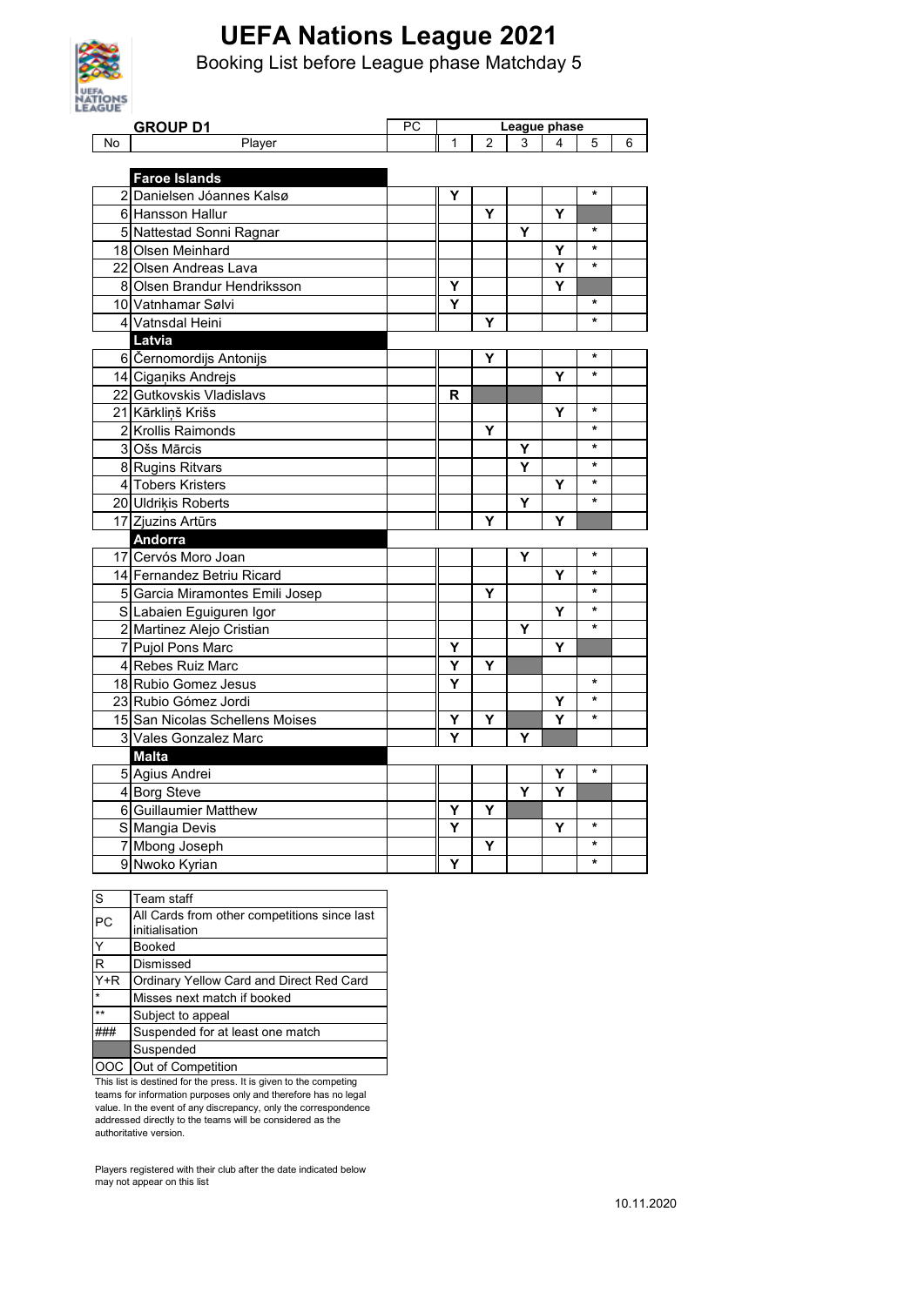# UEFA Nations League 2021

## Booking List before League phase Matchday 5

**GROUP D1**

Shaded cells (indicating "Suspended" in the legend) are marked "Suspended" below.

| No | Player | PC | League phase 1 | 2 | 3 | 4 | 5 | 6 |
|---|---|---|---|---|---|---|---|---|
| | **Faroe Islands** | | | | | | | |
| 2 | Danielsen Jóannes Kalsø | | Y | | | | * | |
| 6 | Hansson Hallur | | | Y | | Y | Suspended | |
| 5 | Nattestad Sonni Ragnar | | | | Y | | * | |
| 18 | Olsen Meinhard | | | | | Y | * | |
| 22 | Olsen Andreas Lava | | | | | Y | * | |
| 8 | Olsen Brandur Hendriksson | | Y | | | Y | Suspended | |
| 10 | Vatnhamar Sølvi | | Y | | | | * | |
| 4 | Vatnsdal Heini | | | Y | | | * | |
| | **Latvia** | | | | | | | |
| 6 | Černomordijs Antonijs | | | Y | | | * | |
| 14 | Ciganiks Andrejs | | | | | Y | * | |
| 22 | Gutkovskis Vladislavs | | R | Suspended | Suspended | | | |
| 21 | Kārkliņš Krišs | | | | | Y | * | |
| 2 | Krollis Raimonds | | | Y | | | * | |
| 3 | Ošs Mārcis | | | | Y | | * | |
| 8 | Rugins Ritvars | | | | Y | | * | |
| 4 | Tobers Kristers | | | | | Y | * | |
| 20 | Uldriķis Roberts | | | | Y | | * | |
| 17 | Zjuzins Artūrs | | | Y | | Y | Suspended | |
| | **Andorra** | | | | | | | |
| 17 | Cervós Moro Joan | | | | Y | | * | |
| 14 | Fernandez Betriu Ricard | | | | | Y | * | |
| 5 | Garcia Miramontes Emili Josep | | | Y | | | * | |
| S | Labaien Eguiguren Igor | | | | | Y | * | |
| 2 | Martinez Alejo Cristian | | | | Y | | * | |
| 7 | Pujol Pons Marc | | Y | | | Y | Suspended | |
| 4 | Rebes Ruiz Marc | | Y | Y | Suspended | | | |
| 18 | Rubio Gomez Jesus | | Y | | | | * | |
| 23 | Rubio Gómez Jordi | | | | | Y | * | |
| 15 | San Nicolas Schellens Moises | | Y | Y | Suspended | Y | * | |
| 3 | Vales Gonzalez Marc | | Y | | Y | Suspended | | |
| | **Malta** | | | | | | | |
| 5 | Agius Andrei | | | | | Y | * | |
| 4 | Borg Steve | | | | Y | Y | Suspended | |
| 6 | Guillaumier Matthew | | Y | Y | Suspended | | | |
| S | Mangia Devis | | Y | | | Y | * | |
| 7 | Mbong Joseph | | | Y | | | * | |
| 9 | Nwoko Kyrian | | Y | | | | * | |

| Key | Meaning |
|---|---|
| S | Team staff |
| PC | All Cards from other competitions since last initialisation |
| Y | Booked |
| R | Dismissed |
| Y+R | Ordinary Yellow Card and Direct Red Card |
| * | Misses next match if booked |
| ** | Subject to appeal |
| ### | Suspended for at least one match |
| (shaded) | Suspended |
| OOC | Out of Competition |

This list is destined for the press. It is given to the competing teams for information purposes only and therefore has no legal value. In the event of any discrepancy, only the correspondence addressed directly to the teams will be considered as the authoritative version.

Players registered with their club after the date indicated below may not appear on this list

10.11.2020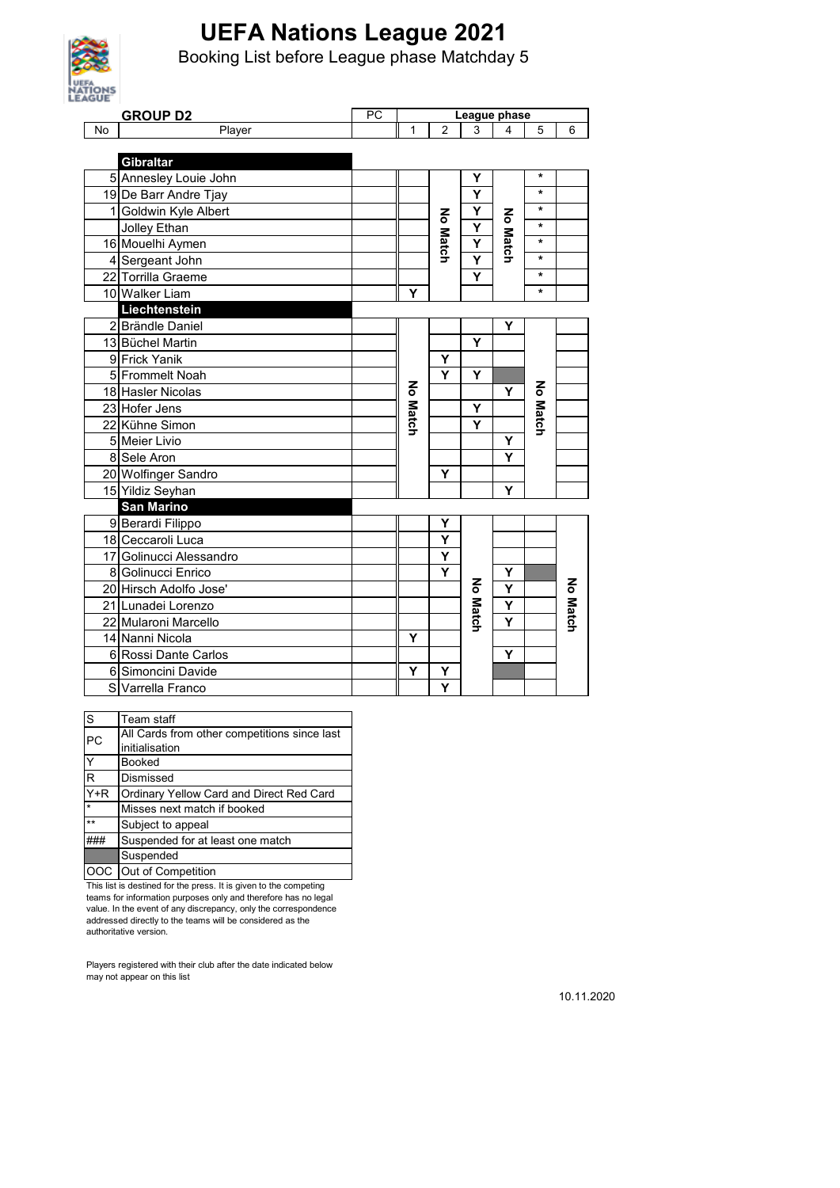# UEFA Nations League 2021

Booking List before League phase Matchday 5

| No | GROUP D2 Player | PC | League phase 1 | 2 | 3 | 4 | 5 | 6 |
|---|---|---|---|---|---|---|---|---|
| | **Gibraltar** | | | | | | | |
| 5 | Annesley Louie John | | | No Match | Y | No Match | * | |
| 19 | De Barr Andre Tjay | | | | Y | | * | |
| 1 | Goldwin Kyle Albert | | | | Y | | * | |
| | Jolley Ethan | | | | Y | | * | |
| 16 | Mouelhi Aymen | | | | Y | | * | |
| 4 | Sergeant John | | | | Y | | * | |
| 22 | Torrilla Graeme | | | | Y | | * | |
| 10 | Walker Liam | | Y | | | | * | |
| | **Liechtenstein** | | | | | | | |
| 2 | Brändle Daniel | | No Match | | | Y | No Match | |
| 13 | Büchel Martin | | | | Y | | | |
| 9 | Frick Yanik | | | Y | | | | |
| 5 | Frommelt Noah | | | Y | Y | Suspended | | |
| 18 | Hasler Nicolas | | | | | Y | | |
| 23 | Hofer Jens | | | | Y | | | |
| 22 | Kühne Simon | | | | Y | | | |
| 5 | Meier Livio | | | | | Y | | |
| 8 | Sele Aron | | | | | Y | | |
| 20 | Wolfinger Sandro | | | Y | | | | |
| 15 | Yildiz Seyhan | | | | | Y | | |
| | **San Marino** | | | | | | | |
| 9 | Berardi Filippo | | | Y | No Match | | | No Match |
| 18 | Ceccaroli Luca | | | Y | | | | |
| 17 | Golinucci Alessandro | | | Y | | | | |
| 8 | Golinucci Enrico | | | Y | | Y | Suspended | |
| 20 | Hirsch Adolfo Jose' | | | | | Y | | |
| 21 | Lunadei Lorenzo | | | | | Y | | |
| 22 | Mularoni Marcello | | | | | Y | | |
| 14 | Nanni Nicola | | Y | | | | | |
| 6 | Rossi Dante Carlos | | | | | Y | | |
| 6 | Simoncini Davide | | Y | Y | | Suspended | | |
| S | Varrella Franco | | | Y | | | | |

| | |
|---|---|
| S | Team staff |
| PC | All Cards from other competitions since last initialisation |
| Y | Booked |
| R | Dismissed |
| Y+R | Ordinary Yellow Card and Direct Red Card |
| * | Misses next match if booked |
| ** | Subject to appeal |
| ### | Suspended for at least one match |
| | Suspended |
| OOC | Out of Competition |

This list is destined for the press. It is given to the competing teams for information purposes only and therefore has no legal value. In the event of any discrepancy, only the correspondence addressed directly to the teams will be considered as the authoritative version.

Players registered with their club after the date indicated below may not appear on this list

10.11.2020